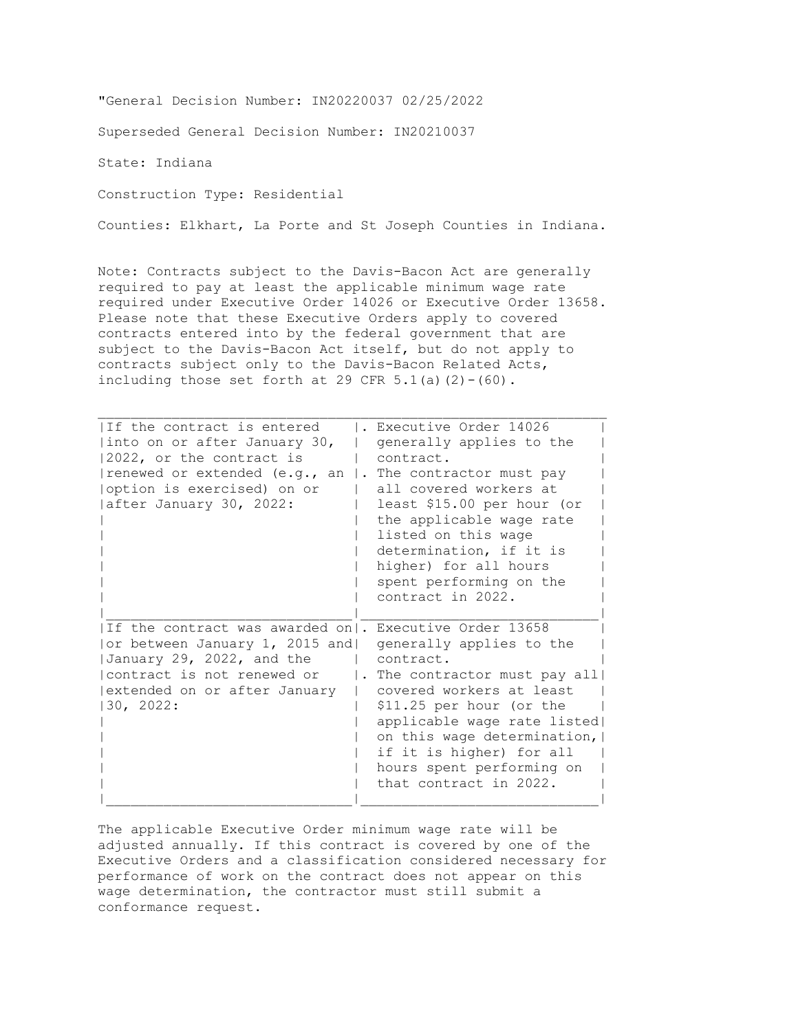"General Decision Number: IN20220037 02/25/2022

Superseded General Decision Number: IN20210037

State: Indiana

Construction Type: Residential

Counties: Elkhart, La Porte and St Joseph Counties in Indiana.

Note: Contracts subject to the Davis-Bacon Act are generally required to pay at least the applicable minimum wage rate required under Executive Order 14026 or Executive Order 13658. Please note that these Executive Orders apply to covered contracts entered into by the federal government that are subject to the Davis-Bacon Act itself, but do not apply to contracts subject only to the Davis-Bacon Related Acts, including those set forth at 29 CFR 5.1(a)(2)-(60).

| | |
|---|---|
| If the contract is entered into on or after January 30, 2022, or the contract is renewed or extended (e.g., an option is exercised) on or after January 30, 2022: | . Executive Order 14026 generally applies to the contract.<br>. The contractor must pay all covered workers at least $15.00 per hour (or the applicable wage rate listed on this wage determination, if it is higher) for all hours spent performing on the contract in 2022. |
| If the contract was awarded on or between January 1, 2015 and January 29, 2022, and the contract is not renewed or extended on or after January 30, 2022: | . Executive Order 13658 generally applies to the contract.<br>. The contractor must pay all covered workers at least $11.25 per hour (or the applicable wage rate listed on this wage determination, if it is higher) for all hours spent performing on that contract in 2022. |

The applicable Executive Order minimum wage rate will be adjusted annually. If this contract is covered by one of the Executive Orders and a classification considered necessary for performance of work on the contract does not appear on this wage determination, the contractor must still submit a conformance request.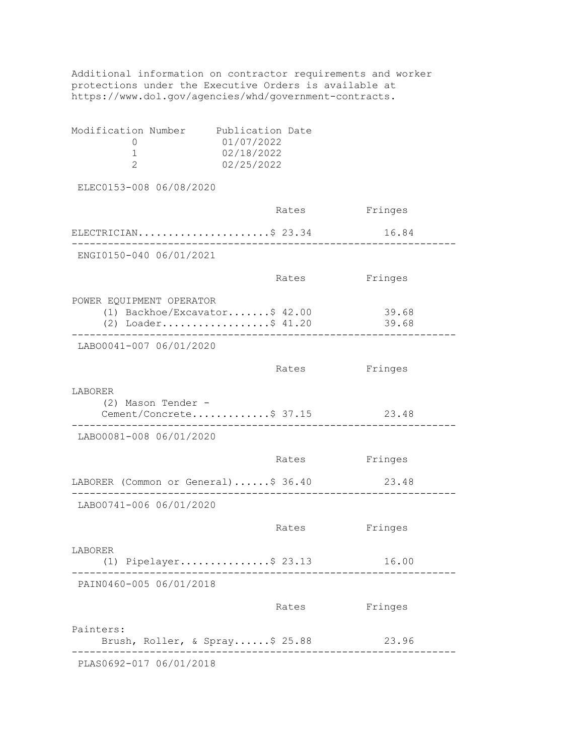Additional information on contractor requirements and worker protections under the Executive Orders is available at https://www.dol.gov/agencies/whd/government-contracts.

| Modification Number | Publication Date |
|---|---|
| 0 | 01/07/2022 |
| 1 | 02/18/2022 |
| 2 | 02/25/2022 |

ELEC0153-008 06/08/2020

| | Rates | Fringes |
|---|---|---|
| ELECTRICIAN | $ 23.34 | 16.84 |

---

ENGI0150-040 06/01/2021

| | Rates | Fringes |
|---|---|---|
| POWER EQUIPMENT OPERATOR | | |
| (1) Backhoe/Excavator | $ 42.00 | 39.68 |
| (2) Loader | $ 41.20 | 39.68 |

---

LABO0041-007 06/01/2020

| | Rates | Fringes |
|---|---|---|
| LABORER | | |
| (2) Mason Tender - Cement/Concrete | $ 37.15 | 23.48 |

---

LABO0081-008 06/01/2020

| | Rates | Fringes |
|---|---|---|
| LABORER (Common or General) | $ 36.40 | 23.48 |

---

LABO0741-006 06/01/2020

| | Rates | Fringes |
|---|---|---|
| LABORER | | |
| (1) Pipelayer | $ 23.13 | 16.00 |

---

PAIN0460-005 06/01/2018

| | Rates | Fringes |
|---|---|---|
| Painters: | | |
| Brush, Roller, & Spray | $ 25.88 | 23.96 |

---

PLAS0692-017 06/01/2018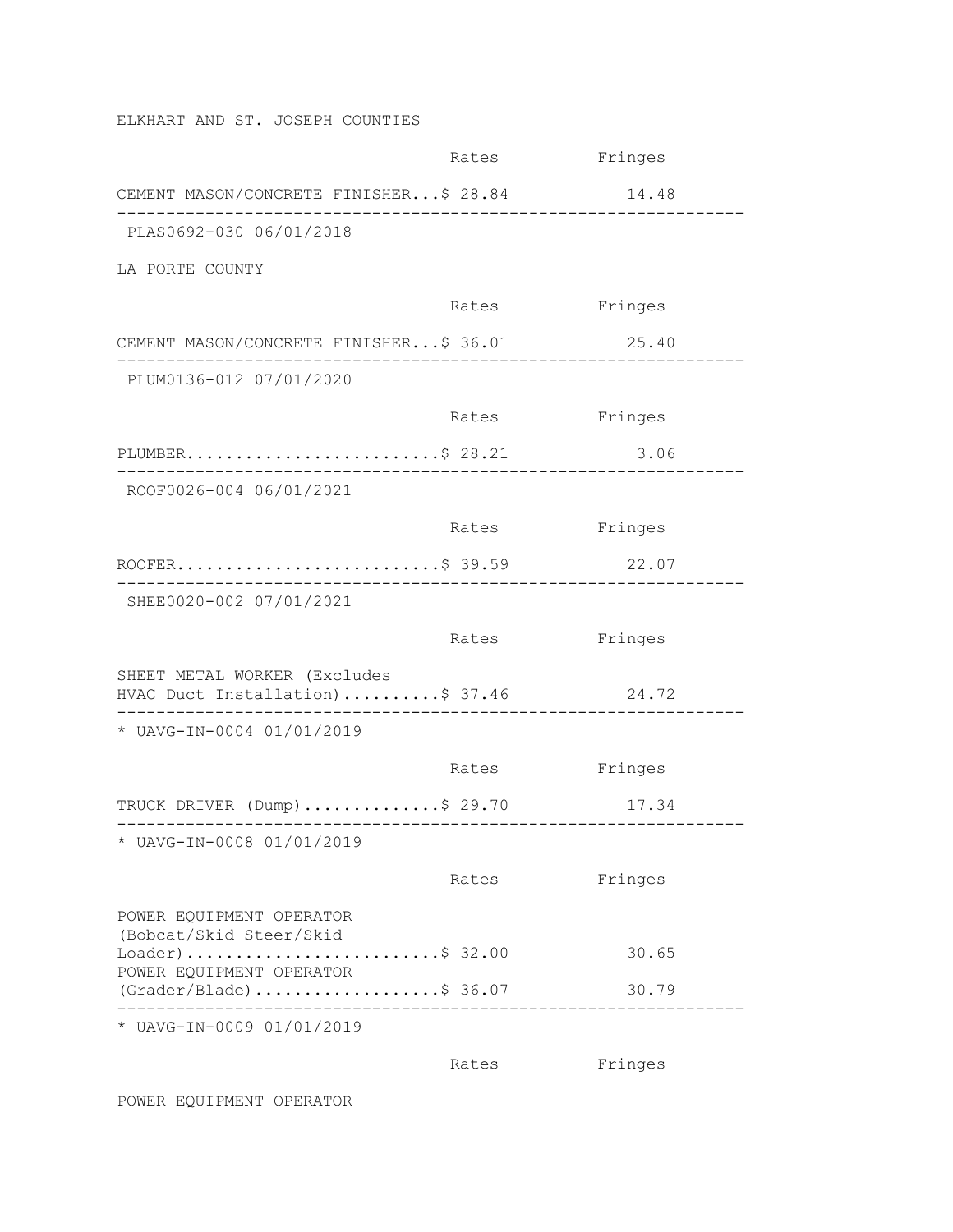ELKHART AND ST. JOSEPH COUNTIES

| | Rates | Fringes |
|---|---|---|
| CEMENT MASON/CONCRETE FINISHER... | $ 28.84 | 14.48 |

---

PLAS0692-030 06/01/2018

LA PORTE COUNTY

| | Rates | Fringes |
|---|---|---|
| CEMENT MASON/CONCRETE FINISHER... | $ 36.01 | 25.40 |

---

PLUM0136-012 07/01/2020

| | Rates | Fringes |
|---|---|---|
| PLUMBER.......................... | $ 28.21 | 3.06 |

---

ROOF0026-004 06/01/2021

| | Rates | Fringes |
|---|---|---|
| ROOFER........................... | $ 39.59 | 22.07 |

---

SHEE0020-002 07/01/2021

| | Rates | Fringes |
|---|---|---|
| SHEET METAL WORKER (Excludes HVAC Duct Installation).......... | $ 37.46 | 24.72 |

---

* UAVG-IN-0004 01/01/2019

| | Rates | Fringes |
|---|---|---|
| TRUCK DRIVER (Dump).............. | $ 29.70 | 17.34 |

---

* UAVG-IN-0008 01/01/2019

| | Rates | Fringes |
|---|---|---|
| POWER EQUIPMENT OPERATOR (Bobcat/Skid Steer/Skid Loader).......................... | $ 32.00 | 30.65 |
| POWER EQUIPMENT OPERATOR (Grader/Blade)................... | $ 36.07 | 30.79 |

---

* UAVG-IN-0009 01/01/2019

| | Rates | Fringes |
|---|---|---|

POWER EQUIPMENT OPERATOR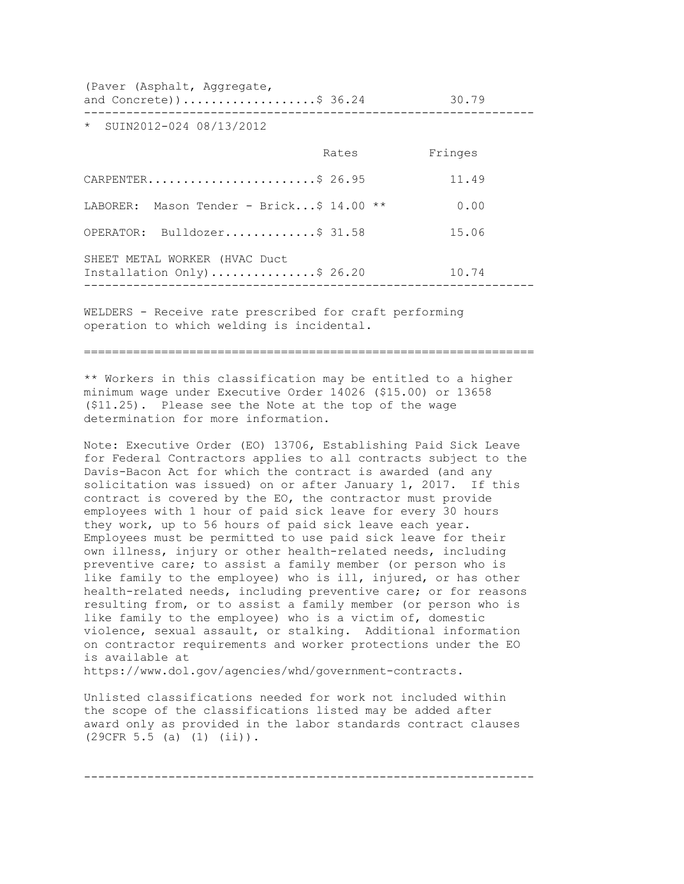| | Rates | Fringes |
|---|---|---|
| (Paver (Asphalt, Aggregate, and Concrete)) | $ 36.24 | 30.79 |

---

* SUIN2012-024 08/13/2012

| | Rates | Fringes |
|---|---|---|
| CARPENTER | $ 26.95 | 11.49 |
| LABORER: Mason Tender - Brick | $ 14.00 ** | 0.00 |
| OPERATOR: Bulldozer | $ 31.58 | 15.06 |
| SHEET METAL WORKER (HVAC Duct Installation Only) | $ 26.20 | 10.74 |

---

WELDERS - Receive rate prescribed for craft performing operation to which welding is incidental.

---

** Workers in this classification may be entitled to a higher minimum wage under Executive Order 14026 ($15.00) or 13658 ($11.25). Please see the Note at the top of the wage determination for more information.

Note: Executive Order (EO) 13706, Establishing Paid Sick Leave for Federal Contractors applies to all contracts subject to the Davis-Bacon Act for which the contract is awarded (and any solicitation was issued) on or after January 1, 2017. If this contract is covered by the EO, the contractor must provide employees with 1 hour of paid sick leave for every 30 hours they work, up to 56 hours of paid sick leave each year. Employees must be permitted to use paid sick leave for their own illness, injury or other health-related needs, including preventive care; to assist a family member (or person who is like family to the employee) who is ill, injured, or has other health-related needs, including preventive care; or for reasons resulting from, or to assist a family member (or person who is like family to the employee) who is a victim of, domestic violence, sexual assault, or stalking. Additional information on contractor requirements and worker protections under the EO is available at https://www.dol.gov/agencies/whd/government-contracts.

Unlisted classifications needed for work not included within the scope of the classifications listed may be added after award only as provided in the labor standards contract clauses (29CFR 5.5 (a) (1) (ii)).

---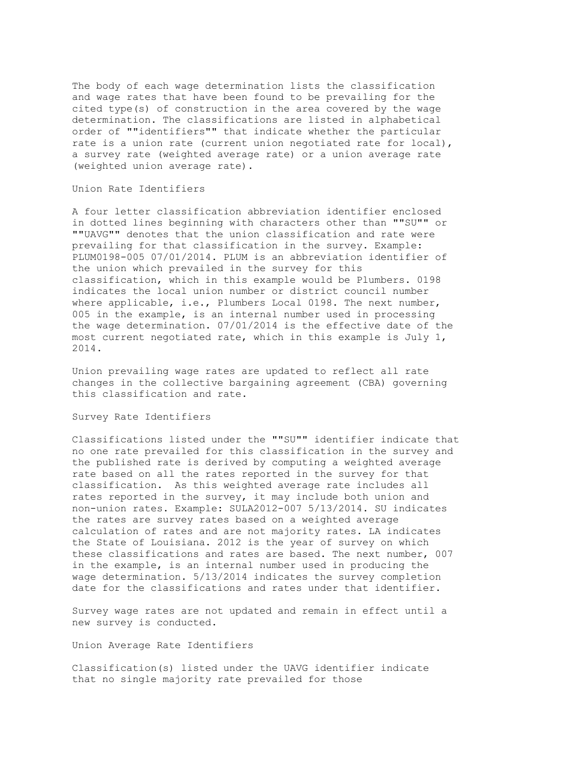The body of each wage determination lists the classification and wage rates that have been found to be prevailing for the cited type(s) of construction in the area covered by the wage determination. The classifications are listed in alphabetical order of ""identifiers"" that indicate whether the particular rate is a union rate (current union negotiated rate for local), a survey rate (weighted average rate) or a union average rate (weighted union average rate).

Union Rate Identifiers

A four letter classification abbreviation identifier enclosed in dotted lines beginning with characters other than ""SU"" or ""UAVG"" denotes that the union classification and rate were prevailing for that classification in the survey. Example: PLUM0198-005 07/01/2014. PLUM is an abbreviation identifier of the union which prevailed in the survey for this classification, which in this example would be Plumbers. 0198 indicates the local union number or district council number where applicable, i.e., Plumbers Local 0198. The next number, 005 in the example, is an internal number used in processing the wage determination. 07/01/2014 is the effective date of the most current negotiated rate, which in this example is July 1, 2014.

Union prevailing wage rates are updated to reflect all rate changes in the collective bargaining agreement (CBA) governing this classification and rate.

Survey Rate Identifiers

Classifications listed under the ""SU"" identifier indicate that no one rate prevailed for this classification in the survey and the published rate is derived by computing a weighted average rate based on all the rates reported in the survey for that classification. As this weighted average rate includes all rates reported in the survey, it may include both union and non-union rates. Example: SULA2012-007 5/13/2014. SU indicates the rates are survey rates based on a weighted average calculation of rates and are not majority rates. LA indicates the State of Louisiana. 2012 is the year of survey on which these classifications and rates are based. The next number, 007 in the example, is an internal number used in producing the wage determination. 5/13/2014 indicates the survey completion date for the classifications and rates under that identifier.

Survey wage rates are not updated and remain in effect until a new survey is conducted.

Union Average Rate Identifiers

Classification(s) listed under the UAVG identifier indicate that no single majority rate prevailed for those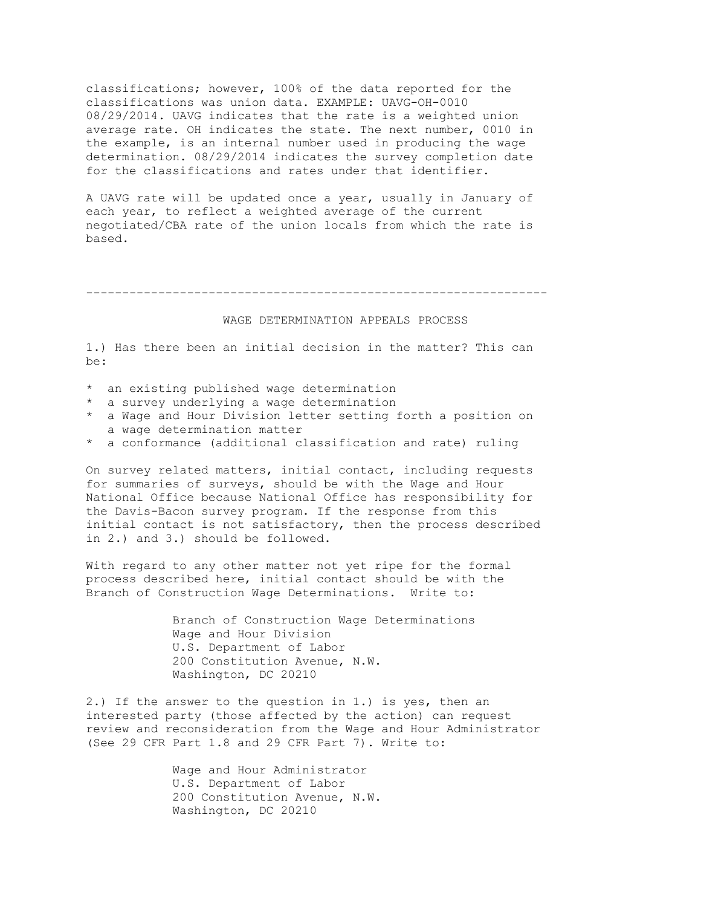classifications; however, 100% of the data reported for the classifications was union data. EXAMPLE: UAVG-OH-0010 08/29/2014. UAVG indicates that the rate is a weighted union average rate. OH indicates the state. The next number, 0010 in the example, is an internal number used in producing the wage determination. 08/29/2014 indicates the survey completion date for the classifications and rates under that identifier.

A UAVG rate will be updated once a year, usually in January of each year, to reflect a weighted average of the current negotiated/CBA rate of the union locals from which the rate is based.

---

## WAGE DETERMINATION APPEALS PROCESS

1.) Has there been an initial decision in the matter? This can be:

* an existing published wage determination
* a survey underlying a wage determination
* a Wage and Hour Division letter setting forth a position on a wage determination matter
* a conformance (additional classification and rate) ruling

On survey related matters, initial contact, including requests for summaries of surveys, should be with the Wage and Hour National Office because National Office has responsibility for the Davis-Bacon survey program. If the response from this initial contact is not satisfactory, then the process described in 2.) and 3.) should be followed.

With regard to any other matter not yet ripe for the formal process described here, initial contact should be with the Branch of Construction Wage Determinations. Write to:

Branch of Construction Wage Determinations
Wage and Hour Division
U.S. Department of Labor
200 Constitution Avenue, N.W.
Washington, DC 20210

2.) If the answer to the question in 1.) is yes, then an interested party (those affected by the action) can request review and reconsideration from the Wage and Hour Administrator (See 29 CFR Part 1.8 and 29 CFR Part 7). Write to:

Wage and Hour Administrator
U.S. Department of Labor
200 Constitution Avenue, N.W.
Washington, DC 20210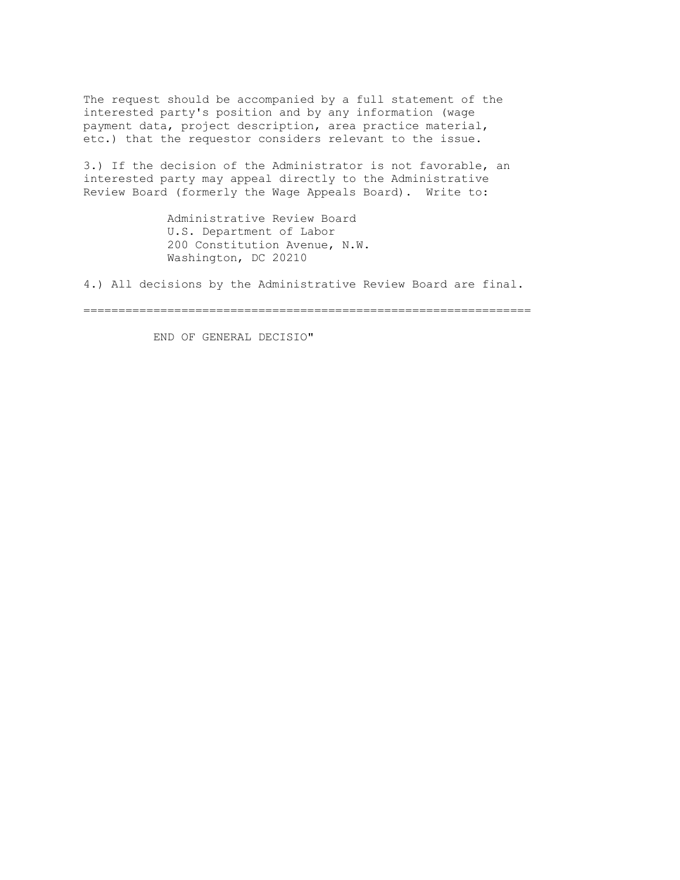The request should be accompanied by a full statement of the interested party's position and by any information (wage payment data, project description, area practice material, etc.) that the requestor considers relevant to the issue.

3.) If the decision of the Administrator is not favorable, an interested party may appeal directly to the Administrative Review Board (formerly the Wage Appeals Board). Write to:

Administrative Review Board
U.S. Department of Labor
200 Constitution Avenue, N.W.
Washington, DC 20210

4.) All decisions by the Administrative Review Board are final.

================================================================

END OF GENERAL DECISIO"